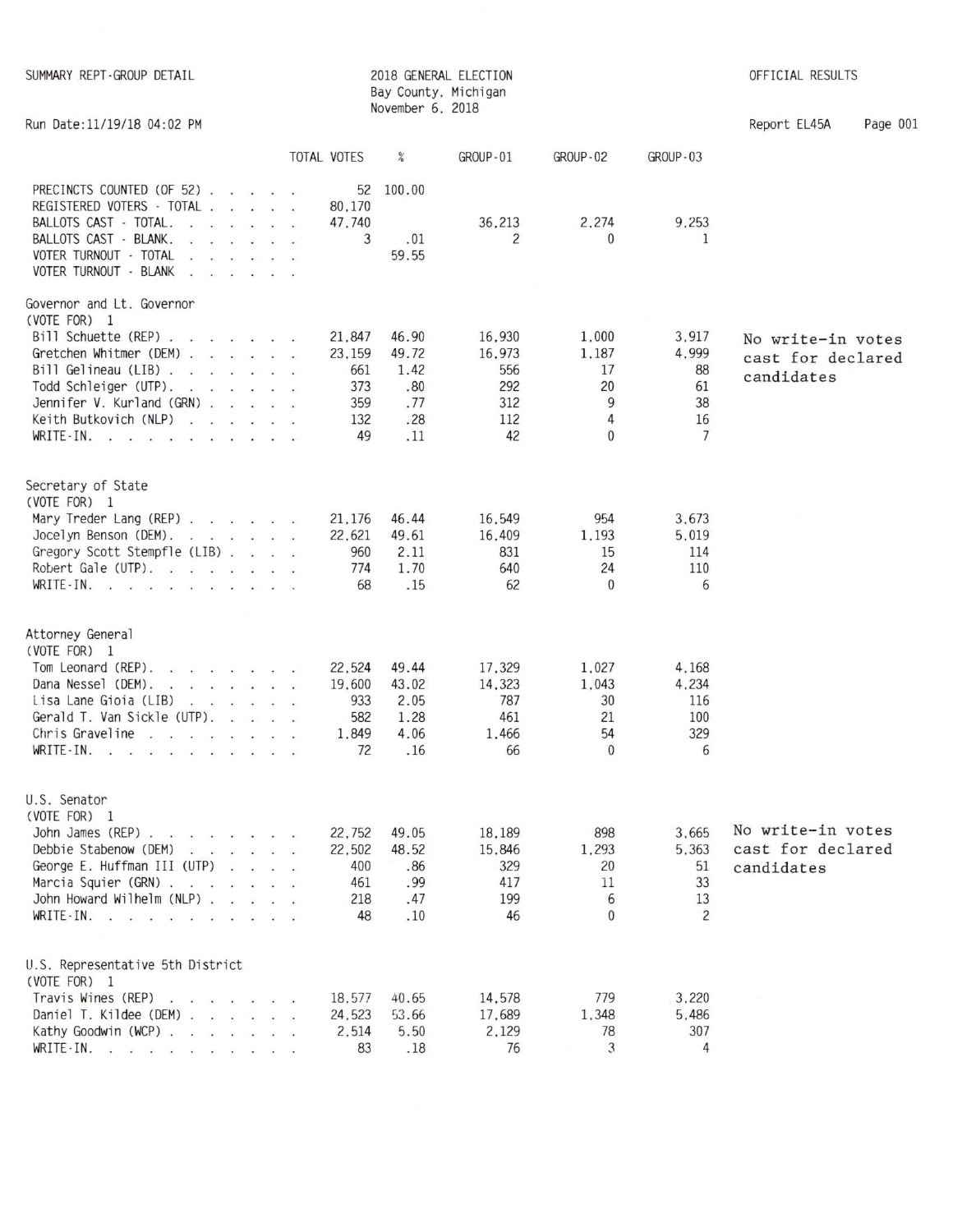SUMMARY REPT-GROUP DETAIL

# 2018 GENERAL ELECTION
## Bay County, Michigan
## November 6, 2018

OFFICIAL RESULTS

Run Date:11/19/18 04:02 PM

Report EL45A

| | TOTAL VOTES | % | GROUP-01 | GROUP-02 | GROUP-03 |
|---|---|---|---|---|---|
| PRECINCTS COUNTED (OF 52) | 52 | 100.00 | | | |
| REGISTERED VOTERS - TOTAL | 80,170 | | | | |
| BALLOTS CAST - TOTAL | 47,740 | | 36,213 | 2,274 | 9,253 |
| BALLOTS CAST - BLANK | 3 | .01 | 2 | 0 | 1 |
| VOTER TURNOUT - TOTAL | | 59.55 | | | |
| VOTER TURNOUT - BLANK | | | | | |

**Governor and Lt. Governor**
(VOTE FOR) 1

| | TOTAL VOTES | % | GROUP-01 | GROUP-02 | GROUP-03 |
|---|---|---|---|---|---|
| Bill Schuette (REP) | 21,847 | 46.90 | 16,930 | 1,000 | 3,917 |
| Gretchen Whitmer (DEM) | 23,159 | 49.72 | 16,973 | 1,187 | 4,999 |
| Bill Gelineau (LIB) | 661 | 1.42 | 556 | 17 | 88 |
| Todd Schleiger (UTP) | 373 | .80 | 292 | 20 | 61 |
| Jennifer V. Kurland (GRN) | 359 | .77 | 312 | 9 | 38 |
| Keith Butkovich (NLP) | 132 | .28 | 112 | 4 | 16 |
| WRITE-IN | 49 | .11 | 42 | 0 | 7 |

No write-in votes cast for declared candidates

**Secretary of State**
(VOTE FOR) 1

| | TOTAL VOTES | % | GROUP-01 | GROUP-02 | GROUP-03 |
|---|---|---|---|---|---|
| Mary Treder Lang (REP) | 21,176 | 46.44 | 16,549 | 954 | 3,673 |
| Jocelyn Benson (DEM) | 22,621 | 49.61 | 16,409 | 1,193 | 5,019 |
| Gregory Scott Stempfle (LIB) | 960 | 2.11 | 831 | 15 | 114 |
| Robert Gale (UTP) | 774 | 1.70 | 640 | 24 | 110 |
| WRITE-IN | 68 | .15 | 62 | 0 | 6 |

**Attorney General**
(VOTE FOR) 1

| | TOTAL VOTES | % | GROUP-01 | GROUP-02 | GROUP-03 |
|---|---|---|---|---|---|
| Tom Leonard (REP) | 22,524 | 49.44 | 17,329 | 1,027 | 4,168 |
| Dana Nessel (DEM) | 19,600 | 43.02 | 14,323 | 1,043 | 4,234 |
| Lisa Lane Gioia (LIB) | 933 | 2.05 | 787 | 30 | 116 |
| Gerald T. Van Sickle (UTP) | 582 | 1.28 | 461 | 21 | 100 |
| Chris Graveline | 1,849 | 4.06 | 1,466 | 54 | 329 |
| WRITE-IN | 72 | .16 | 66 | 0 | 6 |

**U.S. Senator**
(VOTE FOR) 1

| | TOTAL VOTES | % | GROUP-01 | GROUP-02 | GROUP-03 |
|---|---|---|---|---|---|
| John James (REP) | 22,752 | 49.05 | 18,189 | 898 | 3,665 |
| Debbie Stabenow (DEM) | 22,502 | 48.52 | 15,846 | 1,293 | 5,363 |
| George E. Huffman III (UTP) | 400 | .86 | 329 | 20 | 51 |
| Marcia Squier (GRN) | 461 | .99 | 417 | 11 | 33 |
| John Howard Wilhelm (NLP) | 218 | .47 | 199 | 6 | 13 |
| WRITE-IN | 48 | .10 | 46 | 0 | 2 |

No write-in votes cast for declared candidates

**U.S. Representative 5th District**
(VOTE FOR) 1

| | TOTAL VOTES | % | GROUP-01 | GROUP-02 | GROUP-03 |
|---|---|---|---|---|---|
| Travis Wines (REP) | 18,577 | 40.65 | 14,578 | 779 | 3,220 |
| Daniel T. Kildee (DEM) | 24,523 | 53.66 | 17,689 | 1,348 | 5,486 |
| Kathy Goodwin (WCP) | 2,514 | 5.50 | 2,129 | 78 | 307 |
| WRITE-IN | 83 | .18 | 76 | 3 | 4 |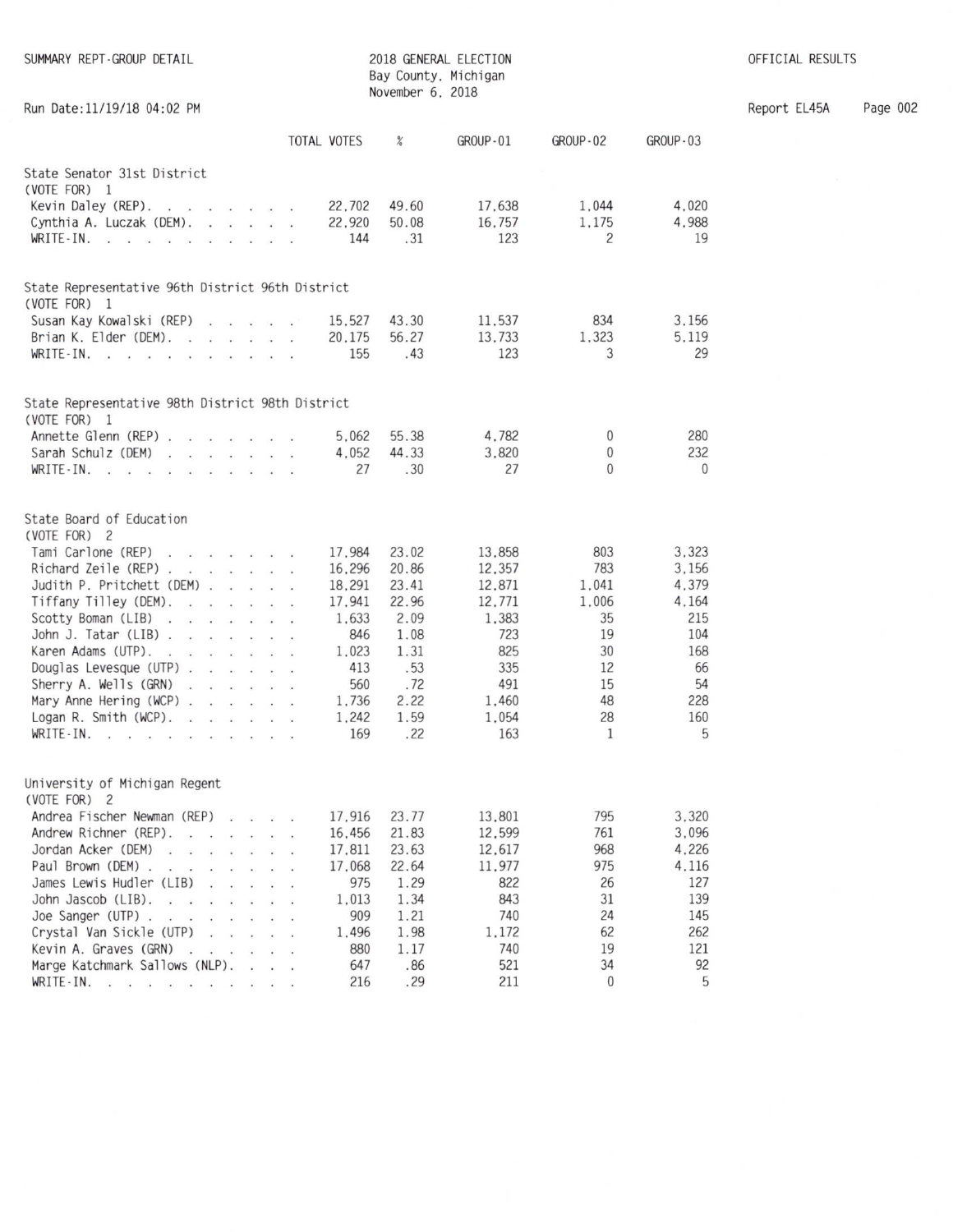SUMMARY REPT-GROUP DETAIL

# 2018 GENERAL ELECTION
## Bay County, Michigan
## November 6, 2018

OFFICIAL RESULTS

Run Date:11/19/18 04:02 PM

Report EL45A

| | TOTAL VOTES | % | GROUP-01 | GROUP-02 | GROUP-03 |
|---|---|---|---|---|---|
| **State Senator 31st District** | | | | | |
| (VOTE FOR) 1 | | | | | |
| Kevin Daley (REP) | 22,702 | 49.60 | 17,638 | 1,044 | 4,020 |
| Cynthia A. Luczak (DEM) | 22,920 | 50.08 | 16,757 | 1,175 | 4,988 |
| WRITE-IN | 144 | .31 | 123 | 2 | 19 |
| **State Representative 96th District 96th District** | | | | | |
| (VOTE FOR) 1 | | | | | |
| Susan Kay Kowalski (REP) | 15,527 | 43.30 | 11,537 | 834 | 3,156 |
| Brian K. Elder (DEM) | 20,175 | 56.27 | 13,733 | 1,323 | 5,119 |
| WRITE-IN | 155 | .43 | 123 | 3 | 29 |
| **State Representative 98th District 98th District** | | | | | |
| (VOTE FOR) 1 | | | | | |
| Annette Glenn (REP) | 5,062 | 55.38 | 4,782 | 0 | 280 |
| Sarah Schulz (DEM) | 4,052 | 44.33 | 3,820 | 0 | 232 |
| WRITE-IN | 27 | .30 | 27 | 0 | 0 |
| **State Board of Education** | | | | | |
| (VOTE FOR) 2 | | | | | |
| Tami Carlone (REP) | 17,984 | 23.02 | 13,858 | 803 | 3,323 |
| Richard Zeile (REP) | 16,296 | 20.86 | 12,357 | 783 | 3,156 |
| Judith P. Pritchett (DEM) | 18,291 | 23.41 | 12,871 | 1,041 | 4,379 |
| Tiffany Tilley (DEM) | 17,941 | 22.96 | 12,771 | 1,006 | 4,164 |
| Scotty Boman (LIB) | 1,633 | 2.09 | 1,383 | 35 | 215 |
| John J. Tatar (LIB) | 846 | 1.08 | 723 | 19 | 104 |
| Karen Adams (UTP) | 1,023 | 1.31 | 825 | 30 | 168 |
| Douglas Levesque (UTP) | 413 | .53 | 335 | 12 | 66 |
| Sherry A. Wells (GRN) | 560 | .72 | 491 | 15 | 54 |
| Mary Anne Hering (WCP) | 1,736 | 2.22 | 1,460 | 48 | 228 |
| Logan R. Smith (WCP) | 1,242 | 1.59 | 1,054 | 28 | 160 |
| WRITE-IN | 169 | .22 | 163 | 1 | 5 |
| **University of Michigan Regent** | | | | | |
| (VOTE FOR) 2 | | | | | |
| Andrea Fischer Newman (REP) | 17,916 | 23.77 | 13,801 | 795 | 3,320 |
| Andrew Richner (REP) | 16,456 | 21.83 | 12,599 | 761 | 3,096 |
| Jordan Acker (DEM) | 17,811 | 23.63 | 12,617 | 968 | 4,226 |
| Paul Brown (DEM) | 17,068 | 22.64 | 11,977 | 975 | 4,116 |
| James Lewis Hudler (LIB) | 975 | 1.29 | 822 | 26 | 127 |
| John Jascob (LIB) | 1,013 | 1.34 | 843 | 31 | 139 |
| Joe Sanger (UTP) | 909 | 1.21 | 740 | 24 | 145 |
| Crystal Van Sickle (UTP) | 1,496 | 1.98 | 1,172 | 62 | 262 |
| Kevin A. Graves (GRN) | 880 | 1.17 | 740 | 19 | 121 |
| Marge Katchmark Sallows (NLP) | 647 | .86 | 521 | 34 | 92 |
| WRITE-IN | 216 | .29 | 211 | 0 | 5 |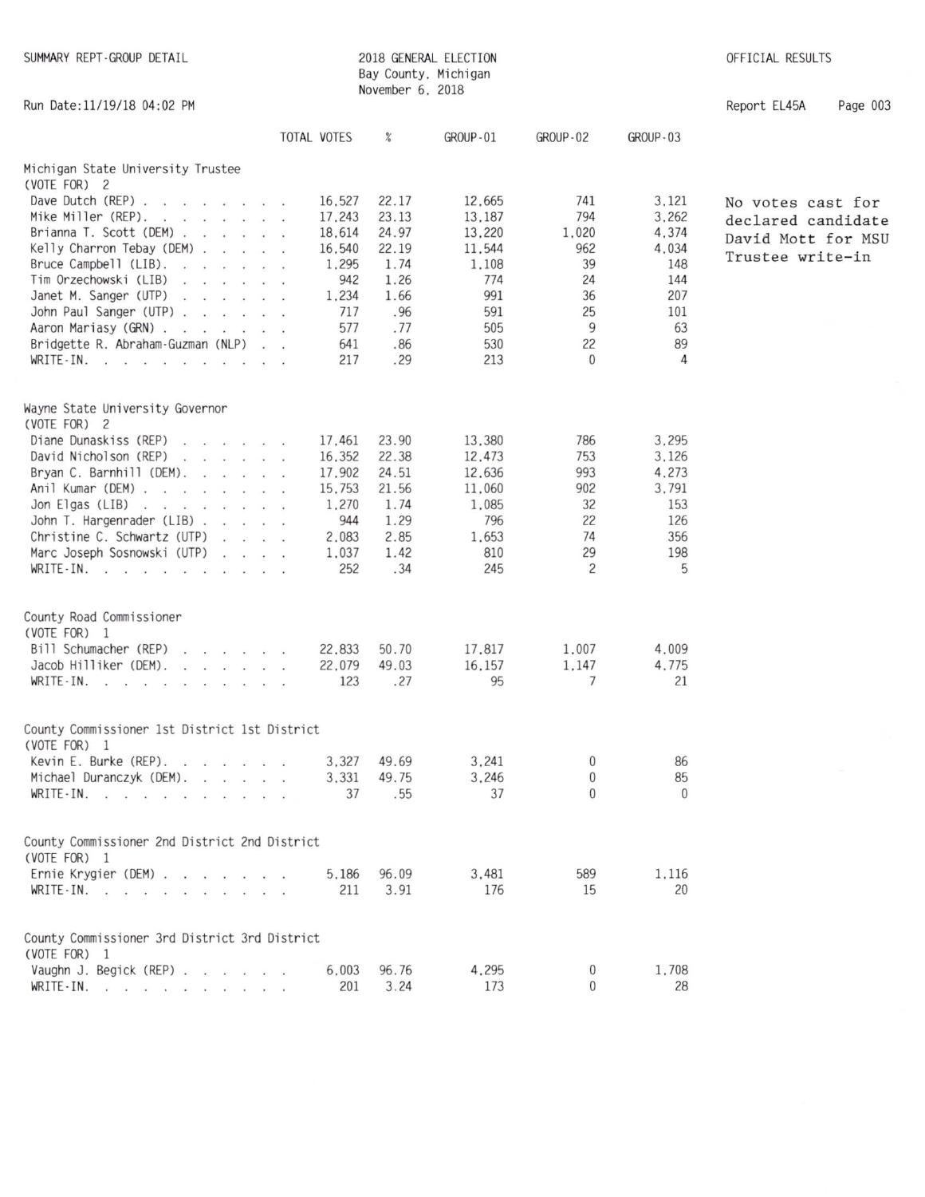SUMMARY REPT-GROUP DETAIL

2018 GENERAL ELECTION
Bay County, Michigan
November 6, 2018

OFFICIAL RESULTS

Run Date:11/19/18 04:02 PM

Report EL45A

| | TOTAL VOTES | % | GROUP-01 | GROUP-02 | GROUP-03 |
|---|---|---|---|---|---|
| **Michigan State University Trustee (VOTE FOR) 2** | | | | | |
| Dave Dutch (REP) | 16,527 | 22.17 | 12,665 | 741 | 3,121 |
| Mike Miller (REP) | 17,243 | 23.13 | 13,187 | 794 | 3,262 |
| Brianna T. Scott (DEM) | 18,614 | 24.97 | 13,220 | 1,020 | 4,374 |
| Kelly Charron Tebay (DEM) | 16,540 | 22.19 | 11,544 | 962 | 4,034 |
| Bruce Campbell (LIB) | 1,295 | 1.74 | 1,108 | 39 | 148 |
| Tim Orzechowski (LIB) | 942 | 1.26 | 774 | 24 | 144 |
| Janet M. Sanger (UTP) | 1,234 | 1.66 | 991 | 36 | 207 |
| John Paul Sanger (UTP) | 717 | .96 | 591 | 25 | 101 |
| Aaron Mariasy (GRN) | 577 | .77 | 505 | 9 | 63 |
| Bridgette R. Abraham-Guzman (NLP) | 641 | .86 | 530 | 22 | 89 |
| WRITE-IN. | 217 | .29 | 213 | 0 | 4 |

No votes cast for declared candidate David Mott for MSU Trustee write-in

| | TOTAL VOTES | % | GROUP-01 | GROUP-02 | GROUP-03 |
|---|---|---|---|---|---|
| **Wayne State University Governor (VOTE FOR) 2** | | | | | |
| Diane Dunaskiss (REP) | 17,461 | 23.90 | 13,380 | 786 | 3,295 |
| David Nicholson (REP) | 16,352 | 22.38 | 12,473 | 753 | 3,126 |
| Bryan C. Barnhill (DEM) | 17,902 | 24.51 | 12,636 | 993 | 4,273 |
| Anil Kumar (DEM) | 15,753 | 21.56 | 11,060 | 902 | 3,791 |
| Jon Elgas (LIB) | 1,270 | 1.74 | 1,085 | 32 | 153 |
| John T. Hargenrader (LIB) | 944 | 1.29 | 796 | 22 | 126 |
| Christine C. Schwartz (UTP) | 2,083 | 2.85 | 1,653 | 74 | 356 |
| Marc Joseph Sosnowski (UTP) | 1,037 | 1.42 | 810 | 29 | 198 |
| WRITE-IN. | 252 | .34 | 245 | 2 | 5 |
| **County Road Commissioner (VOTE FOR) 1** | | | | | |
| Bill Schumacher (REP) | 22,833 | 50.70 | 17,817 | 1,007 | 4,009 |
| Jacob Hilliker (DEM) | 22,079 | 49.03 | 16,157 | 1,147 | 4,775 |
| WRITE-IN. | 123 | .27 | 95 | 7 | 21 |
| **County Commissioner 1st District 1st District (VOTE FOR) 1** | | | | | |
| Kevin E. Burke (REP) | 3,327 | 49.69 | 3,241 | 0 | 86 |
| Michael Duranczyk (DEM) | 3,331 | 49.75 | 3,246 | 0 | 85 |
| WRITE-IN. | 37 | .55 | 37 | 0 | 0 |
| **County Commissioner 2nd District 2nd District (VOTE FOR) 1** | | | | | |
| Ernie Krygier (DEM) | 5,186 | 96.09 | 3,481 | 589 | 1,116 |
| WRITE-IN. | 211 | 3.91 | 176 | 15 | 20 |
| **County Commissioner 3rd District 3rd District (VOTE FOR) 1** | | | | | |
| Vaughn J. Begick (REP) | 6,003 | 96.76 | 4,295 | 0 | 1,708 |
| WRITE-IN. | 201 | 3.24 | 173 | 0 | 28 |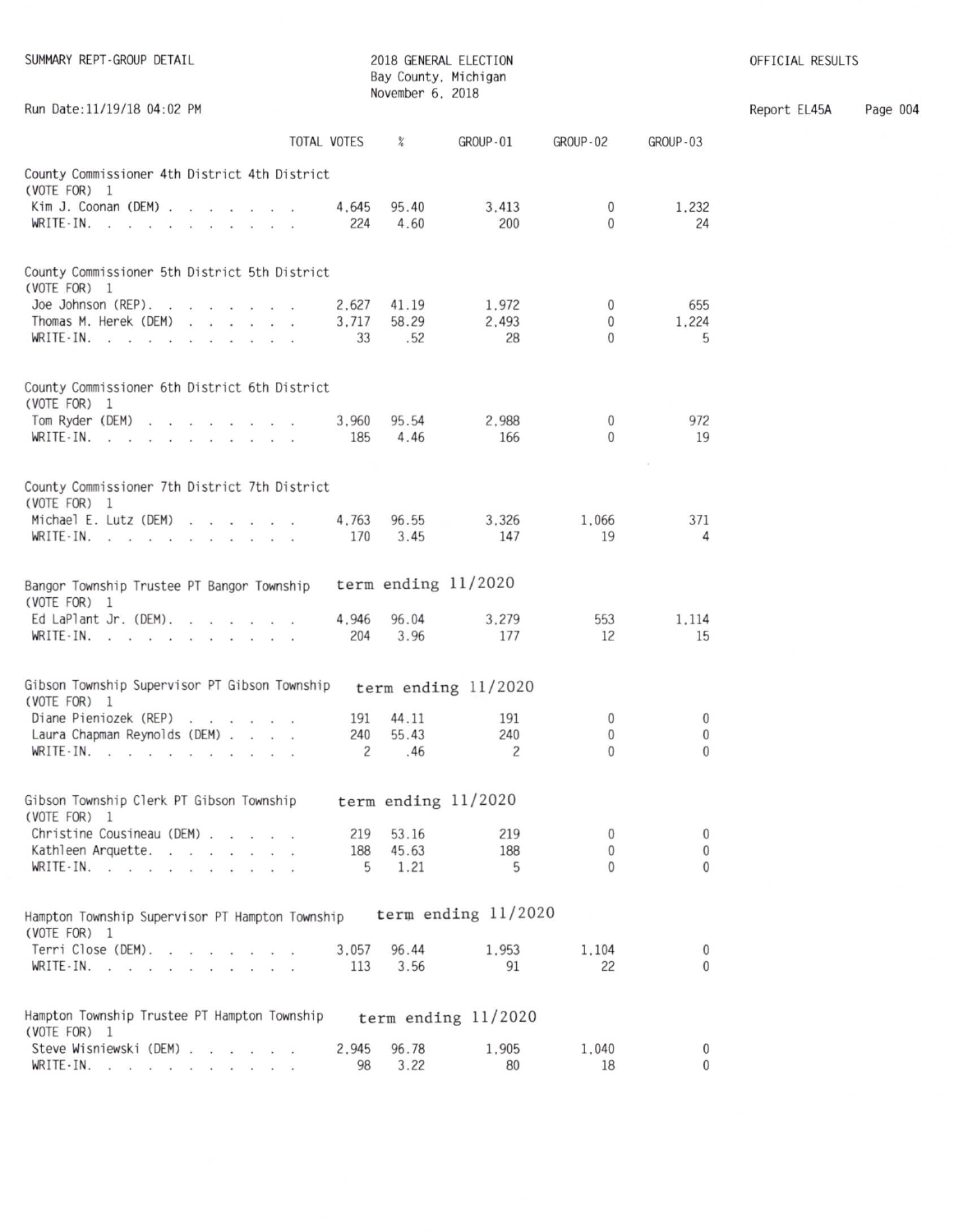SUMMARY REPT-GROUP DETAIL

2018 GENERAL ELECTION
Bay County, Michigan
November 6, 2018

OFFICIAL RESULTS

Run Date:11/19/18 04:02 PM

Report EL45A

| | TOTAL VOTES | % | GROUP-01 | GROUP-02 | GROUP-03 |
|---|---|---|---|---|---|
| **County Commissioner 4th District 4th District** | | | | | |
| (VOTE FOR) 1 | | | | | |
| Kim J. Coonan (DEM) | 4,645 | 95.40 | 3,413 | 0 | 1,232 |
| WRITE-IN. | 224 | 4.60 | 200 | 0 | 24 |
| **County Commissioner 5th District 5th District** | | | | | |
| (VOTE FOR) 1 | | | | | |
| Joe Johnson (REP) | 2,627 | 41.19 | 1,972 | 0 | 655 |
| Thomas M. Herek (DEM) | 3,717 | 58.29 | 2,493 | 0 | 1,224 |
| WRITE-IN. | 33 | .52 | 28 | 0 | 5 |
| **County Commissioner 6th District 6th District** | | | | | |
| (VOTE FOR) 1 | | | | | |
| Tom Ryder (DEM) | 3,960 | 95.54 | 2,988 | 0 | 972 |
| WRITE-IN. | 185 | 4.46 | 166 | 0 | 19 |
| **County Commissioner 7th District 7th District** | | | | | |
| (VOTE FOR) 1 | | | | | |
| Michael E. Lutz (DEM) | 4,763 | 96.55 | 3,326 | 1,066 | 371 |
| WRITE-IN. | 170 | 3.45 | 147 | 19 | 4 |
| **Bangor Township Trustee PT Bangor Township** term ending 11/2020 | | | | | |
| (VOTE FOR) 1 | | | | | |
| Ed LaPlant Jr. (DEM) | 4,946 | 96.04 | 3,279 | 553 | 1,114 |
| WRITE-IN. | 204 | 3.96 | 177 | 12 | 15 |
| **Gibson Township Supervisor PT Gibson Township** term ending 11/2020 | | | | | |
| (VOTE FOR) 1 | | | | | |
| Diane Pieniozek (REP) | 191 | 44.11 | 191 | 0 | 0 |
| Laura Chapman Reynolds (DEM) | 240 | 55.43 | 240 | 0 | 0 |
| WRITE-IN. | 2 | .46 | 2 | 0 | 0 |
| **Gibson Township Clerk PT Gibson Township** term ending 11/2020 | | | | | |
| (VOTE FOR) 1 | | | | | |
| Christine Cousineau (DEM) | 219 | 53.16 | 219 | 0 | 0 |
| Kathleen Arquette | 188 | 45.63 | 188 | 0 | 0 |
| WRITE-IN. | 5 | 1.21 | 5 | 0 | 0 |
| **Hampton Township Supervisor PT Hampton Township** term ending 11/2020 | | | | | |
| (VOTE FOR) 1 | | | | | |
| Terri Close (DEM) | 3,057 | 96.44 | 1,953 | 1,104 | 0 |
| WRITE-IN. | 113 | 3.56 | 91 | 22 | 0 |
| **Hampton Township Trustee PT Hampton Township** term ending 11/2020 | | | | | |
| (VOTE FOR) 1 | | | | | |
| Steve Wisniewski (DEM) | 2,945 | 96.78 | 1,905 | 1,040 | 0 |
| WRITE-IN. | 98 | 3.22 | 80 | 18 | 0 |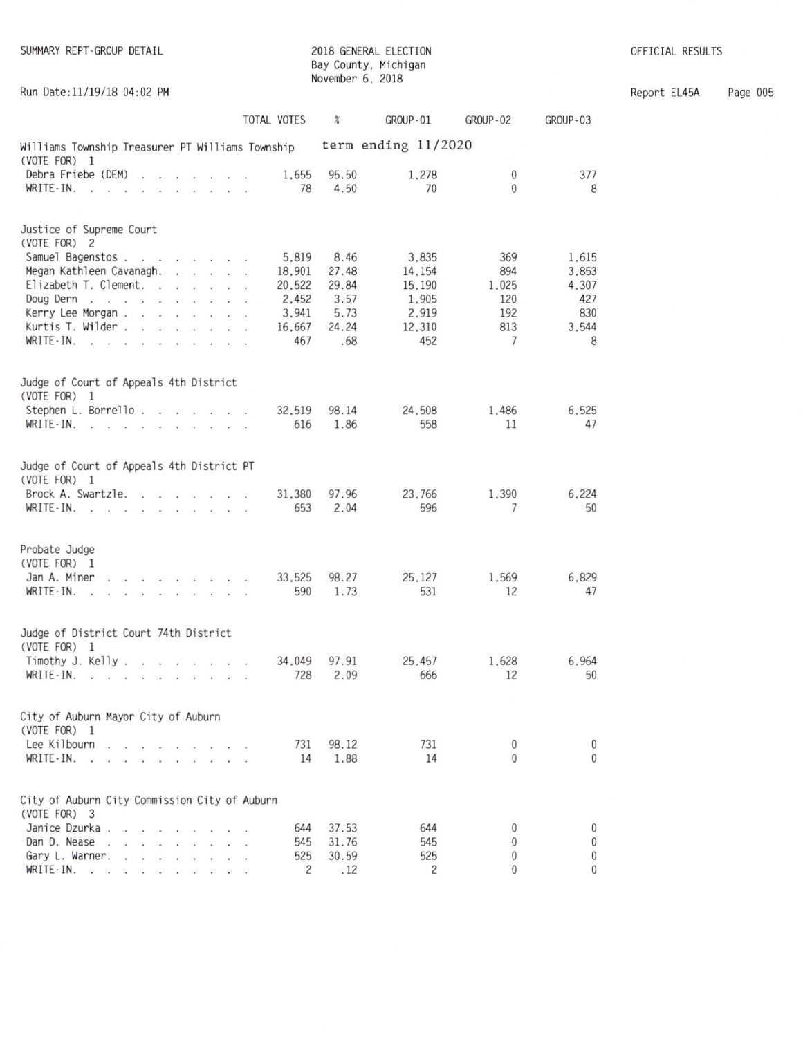SUMMARY REPT-GROUP DETAIL

2018 GENERAL ELECTION
Bay County, Michigan
November 6, 2018

OFFICIAL RESULTS

Run Date:11/19/18 04:02 PM

Report EL45A

| | TOTAL VOTES | % | GROUP-01 | GROUP-02 | GROUP-03 |
|---|---|---|---|---|---|
| **Williams Township Treasurer PT Williams Township term ending 11/2020** | | | | | |
| (VOTE FOR) 1 | | | | | |
| Debra Friebe (DEM) | 1,655 | 95.50 | 1,278 | 0 | 377 |
| WRITE-IN. | 78 | 4.50 | 70 | 0 | 8 |
| **Justice of Supreme Court** | | | | | |
| (VOTE FOR) 2 | | | | | |
| Samuel Bagenstos | 5,819 | 8.46 | 3,835 | 369 | 1,615 |
| Megan Kathleen Cavanagh. | 18,901 | 27.48 | 14,154 | 894 | 3,853 |
| Elizabeth T. Clement. | 20,522 | 29.84 | 15,190 | 1,025 | 4,307 |
| Doug Dern | 2,452 | 3.57 | 1,905 | 120 | 427 |
| Kerry Lee Morgan | 3,941 | 5.73 | 2,919 | 192 | 830 |
| Kurtis T. Wilder | 16,667 | 24.24 | 12,310 | 813 | 3,544 |
| WRITE-IN. | 467 | .68 | 452 | 7 | 8 |
| **Judge of Court of Appeals 4th District** | | | | | |
| (VOTE FOR) 1 | | | | | |
| Stephen L. Borrello | 32,519 | 98.14 | 24,508 | 1,486 | 6,525 |
| WRITE-IN. | 616 | 1.86 | 558 | 11 | 47 |
| **Judge of Court of Appeals 4th District PT** | | | | | |
| (VOTE FOR) 1 | | | | | |
| Brock A. Swartzle. | 31,380 | 97.96 | 23,766 | 1,390 | 6,224 |
| WRITE-IN. | 653 | 2.04 | 596 | 7 | 50 |
| **Probate Judge** | | | | | |
| (VOTE FOR) 1 | | | | | |
| Jan A. Miner | 33,525 | 98.27 | 25,127 | 1,569 | 6,829 |
| WRITE-IN. | 590 | 1.73 | 531 | 12 | 47 |
| **Judge of District Court 74th District** | | | | | |
| (VOTE FOR) 1 | | | | | |
| Timothy J. Kelly | 34,049 | 97.91 | 25,457 | 1,628 | 6,964 |
| WRITE-IN. | 728 | 2.09 | 666 | 12 | 50 |
| **City of Auburn Mayor City of Auburn** | | | | | |
| (VOTE FOR) 1 | | | | | |
| Lee Kilbourn | 731 | 98.12 | 731 | 0 | 0 |
| WRITE-IN. | 14 | 1.88 | 14 | 0 | 0 |
| **City of Auburn City Commission City of Auburn** | | | | | |
| (VOTE FOR) 3 | | | | | |
| Janice Dzurka | 644 | 37.53 | 644 | 0 | 0 |
| Dan D. Nease | 545 | 31.76 | 545 | 0 | 0 |
| Gary L. Warner. | 525 | 30.59 | 525 | 0 | 0 |
| WRITE-IN. | 2 | .12 | 2 | 0 | 0 |